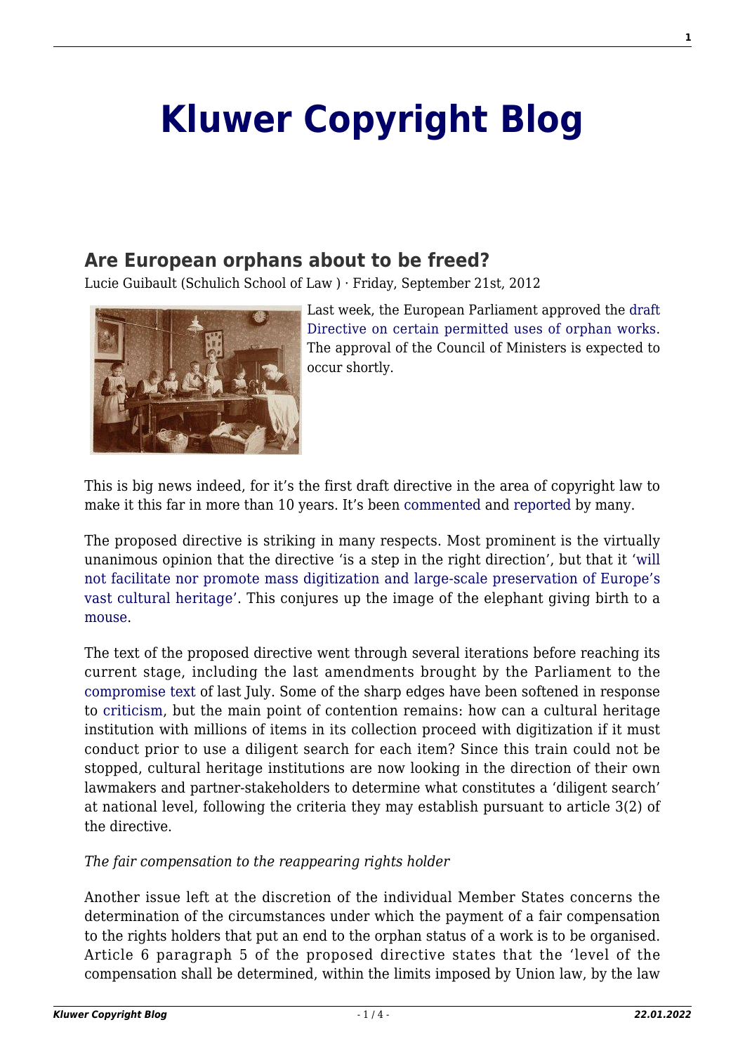# Kluwer Copyright Blog

## Are European orphans about to be freed?

Lucie Guibault (Schulich School of Law ) · Friday, September 21st, 2012

Last week, the European Parliament approved the draft Directive on certain permitted uses of orphan works. The approval of the Council of Ministers is expected to occur shortly.

This is big news indeed, for it's the first draft directive in the area of copyright law to make it this far in more than 10 years. It's been commented and reported by many.

The proposed directive is striking in many respects. Most prominent is the virtually unanimous opinion that the directive 'is a step in the right direction', but that it 'will not facilitate nor promote mass digitization and large-scale preservation of Europe's vast cultural heritage'. This conjures up the image of the elephant giving birth to a mouse.

The text of the proposed directive went through several iterations before reaching its current stage, including the last amendments brought by the Parliament to the compromise text of last July. Some of the sharp edges have been softened in response to criticism, but the main point of contention remains: how can a cultural heritage institution with millions of items in its collection proceed with digitization if it must conduct prior to use a diligent search for each item? Since this train could not be stopped, cultural heritage institutions are now looking in the direction of their own lawmakers and partner-stakeholders to determine what constitutes a 'diligent search' at national level, following the criteria they may establish pursuant to article 3(2) of the directive.

*The fair compensation to the reappearing rights holder*

Another issue left at the discretion of the individual Member States concerns the determination of the circumstances under which the payment of a fair compensation to the rights holders that put an end to the orphan status of a work is to be organised. Article 6 paragraph 5 of the proposed directive states that the 'level of the compensation shall be determined, within the limits imposed by Union law, by the law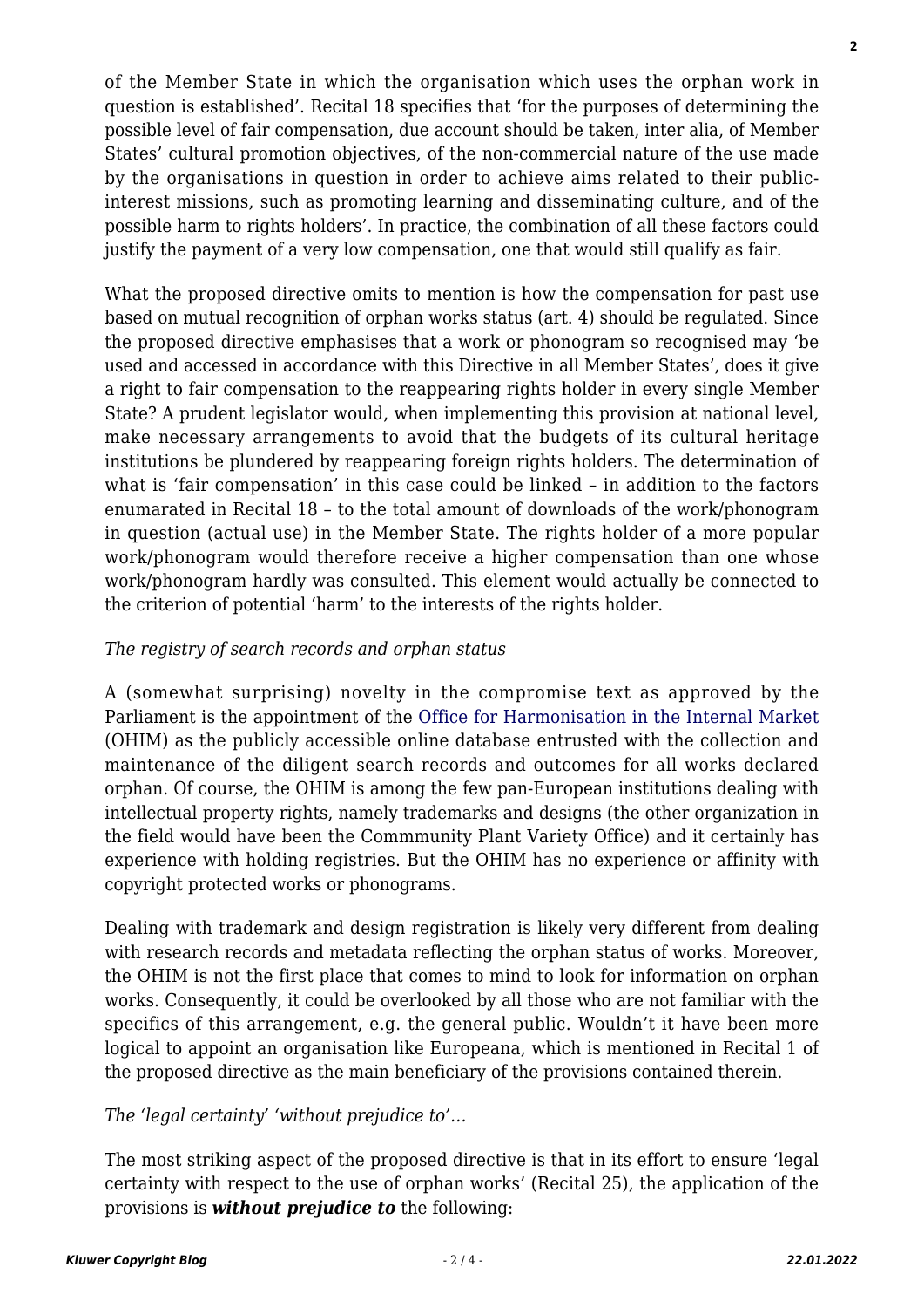of the Member State in which the organisation which uses the orphan work in question is established'. Recital 18 specifies that 'for the purposes of determining the possible level of fair compensation, due account should be taken, inter alia, of Member States' cultural promotion objectives, of the non-commercial nature of the use made by the organisations in question in order to achieve aims related to their public-interest missions, such as promoting learning and disseminating culture, and of the possible harm to rights holders'. In practice, the combination of all these factors could justify the payment of a very low compensation, one that would still qualify as fair.

What the proposed directive omits to mention is how the compensation for past use based on mutual recognition of orphan works status (art. 4) should be regulated. Since the proposed directive emphasises that a work or phonogram so recognised may 'be used and accessed in accordance with this Directive in all Member States', does it give a right to fair compensation to the reappearing rights holder in every single Member State? A prudent legislator would, when implementing this provision at national level, make necessary arrangements to avoid that the budgets of its cultural heritage institutions be plundered by reappearing foreign rights holders. The determination of what is 'fair compensation' in this case could be linked – in addition to the factors enumarated in Recital 18 – to the total amount of downloads of the work/phonogram in question (actual use) in the Member State. The rights holder of a more popular work/phonogram would therefore receive a higher compensation than one whose work/phonogram hardly was consulted. This element would actually be connected to the criterion of potential 'harm' to the interests of the rights holder.

*The registry of search records and orphan status*

A (somewhat surprising) novelty in the compromise text as approved by the Parliament is the appointment of the Office for Harmonisation in the Internal Market (OHIM) as the publicly accessible online database entrusted with the collection and maintenance of the diligent search records and outcomes for all works declared orphan. Of course, the OHIM is among the few pan-European institutions dealing with intellectual property rights, namely trademarks and designs (the other organization in the field would have been the Commmunity Plant Variety Office) and it certainly has experience with holding registries. But the OHIM has no experience or affinity with copyright protected works or phonograms.

Dealing with trademark and design registration is likely very different from dealing with research records and metadata reflecting the orphan status of works. Moreover, the OHIM is not the first place that comes to mind to look for information on orphan works. Consequently, it could be overlooked by all those who are not familiar with the specifics of this arrangement, e.g. the general public. Wouldn't it have been more logical to appoint an organisation like Europeana, which is mentioned in Recital 1 of the proposed directive as the main beneficiary of the provisions contained therein.

*The 'legal certainty' 'without prejudice to'…*

The most striking aspect of the proposed directive is that in its effort to ensure 'legal certainty with respect to the use of orphan works' (Recital 25), the application of the provisions is ***without prejudice to*** the following: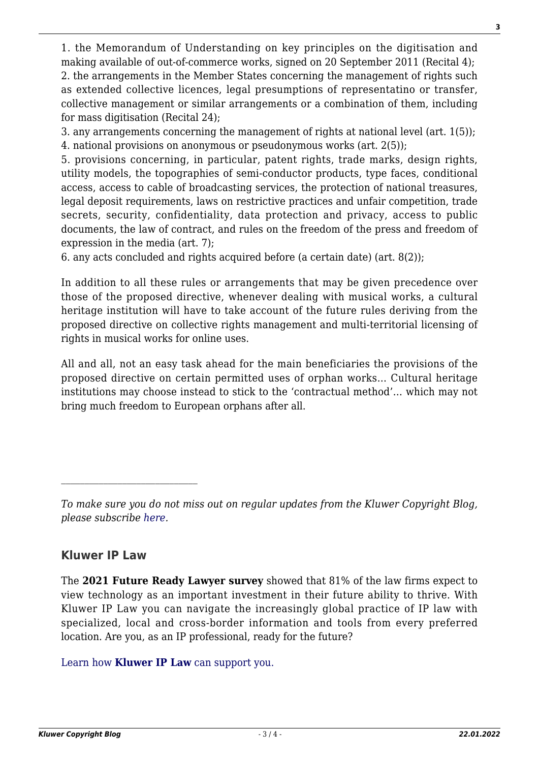1. the Memorandum of Understanding on key principles on the digitisation and making available of out-of-commerce works, signed on 20 September 2011 (Recital 4);
2. the arrangements in the Member States concerning the management of rights such as extended collective licences, legal presumptions of representatino or transfer, collective management or similar arrangements or a combination of them, including for mass digitisation (Recital 24);
3. any arrangements concerning the management of rights at national level (art. 1(5));
4. national provisions on anonymous or pseudonymous works (art. 2(5));
5. provisions concerning, in particular, patent rights, trade marks, design rights, utility models, the topographies of semi-conductor products, type faces, conditional access, access to cable of broadcasting services, the protection of national treasures, legal deposit requirements, laws on restrictive practices and unfair competition, trade secrets, security, confidentiality, data protection and privacy, access to public documents, the law of contract, and rules on the freedom of the press and freedom of expression in the media (art. 7);
6. any acts concluded and rights acquired before (a certain date) (art. 8(2));

In addition to all these rules or arrangements that may be given precedence over those of the proposed directive, whenever dealing with musical works, a cultural heritage institution will have to take account of the future rules deriving from the proposed directive on collective rights management and multi-territorial licensing of rights in musical works for online uses.

All and all, not an easy task ahead for the main beneficiaries the provisions of the proposed directive on certain permitted uses of orphan works… Cultural heritage institutions may choose instead to stick to the 'contractual method'… which may not bring much freedom to European orphans after all.

---

*To make sure you do not miss out on regular updates from the Kluwer Copyright Blog, please subscribe here.*

### Kluwer IP Law

The **2021 Future Ready Lawyer survey** showed that 81% of the law firms expect to view technology as an important investment in their future ability to thrive. With Kluwer IP Law you can navigate the increasingly global practice of IP law with specialized, local and cross-border information and tools from every preferred location. Are you, as an IP professional, ready for the future?

Learn how **Kluwer IP Law** can support you.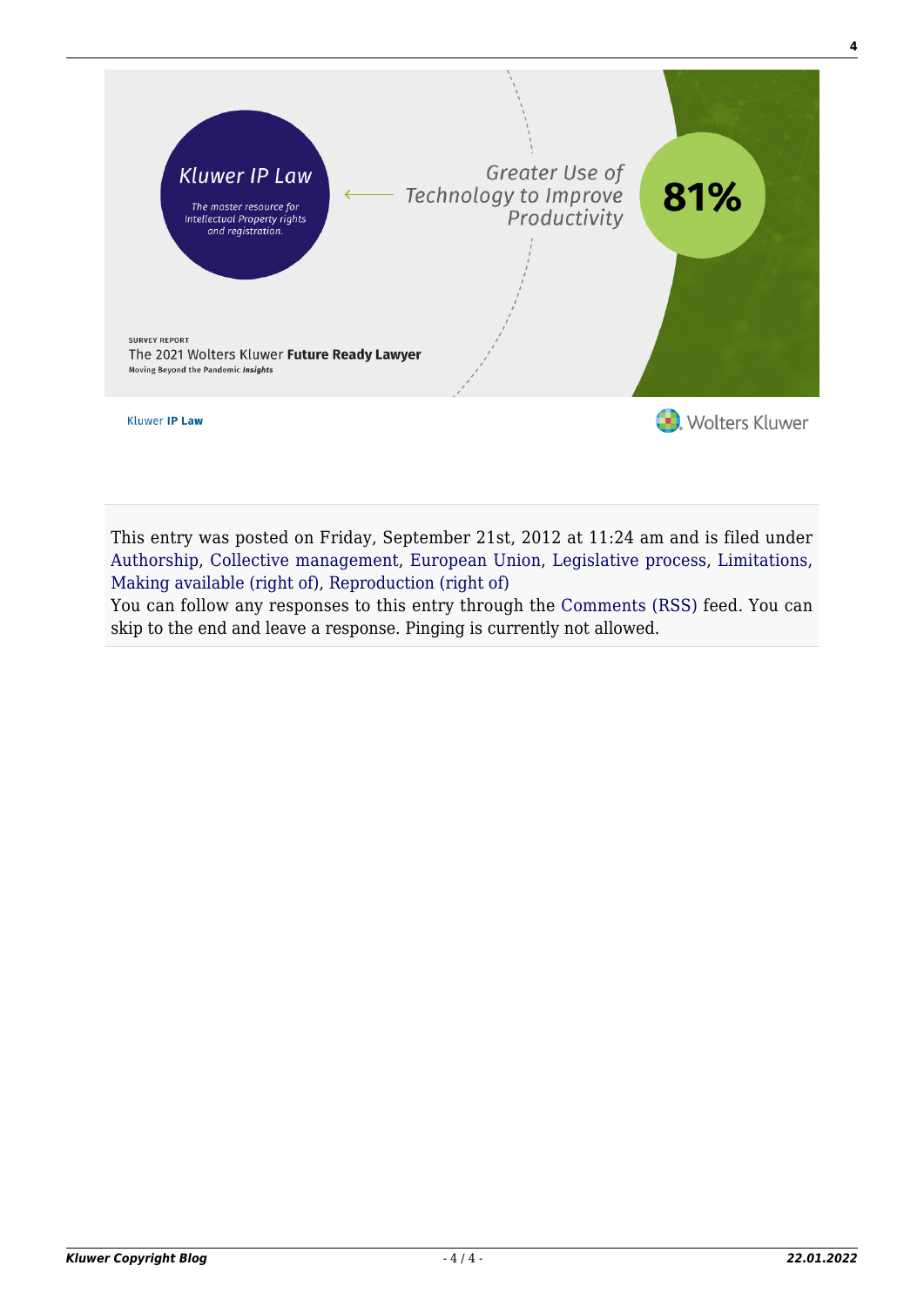Kluwer IP Law

The master resource for Intellectual Property rights and registration.

Greater Use of Technology to Improve Productivity

81%

SURVEY REPORT

The 2021 Wolters Kluwer **Future Ready Lawyer**

Moving Beyond the Pandemic ***Insights***

Kluwer **IP Law**

Wolters Kluwer

This entry was posted on Friday, September 21st, 2012 at 11:24 am and is filed under Authorship, Collective management, European Union, Legislative process, Limitations, Making available (right of), Reproduction (right of)

You can follow any responses to this entry through the Comments (RSS) feed. You can skip to the end and leave a response. Pinging is currently not allowed.